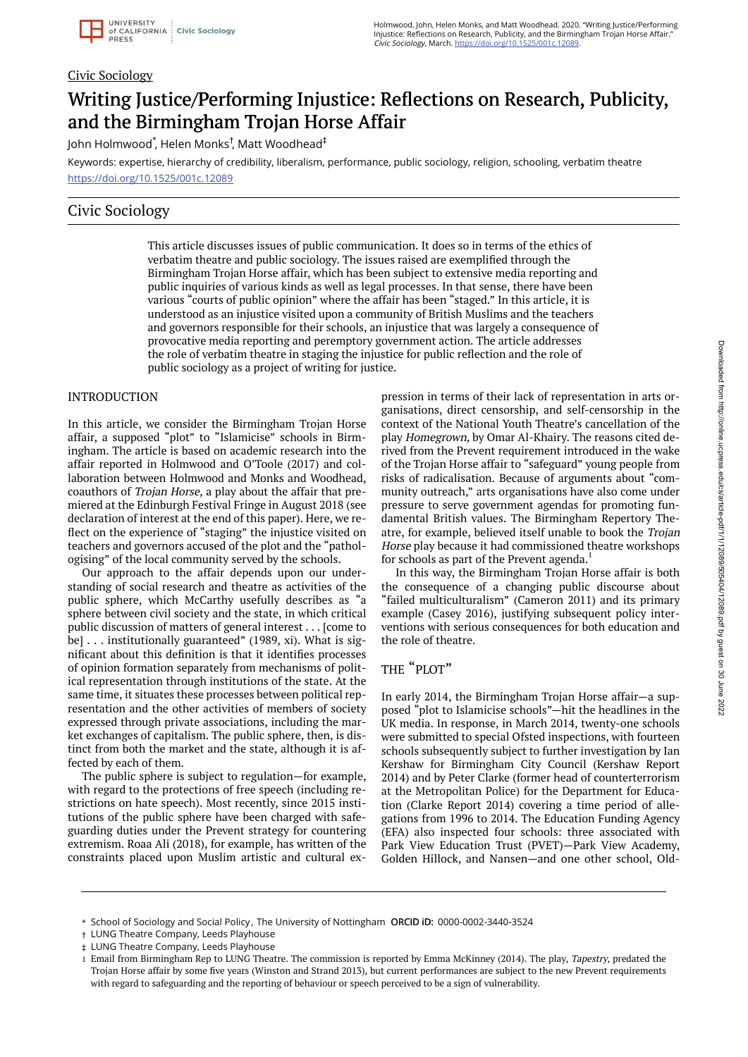Civic Sociology

# Writing Justice/Performing Injustice: Reflections on Research, Publicity, and the Birmingham Trojan Horse Affair

John Holmwood[*], Helen Monks[†], Matt Woodhead[‡]

Keywords: expertise, hierarchy of credibility, liberalism, performance, public sociology, religion, schooling, verbatim theatre

https://doi.org/10.1525/001c.12089

## Civic Sociology

This article discusses issues of public communication. It does so in terms of the ethics of verbatim theatre and public sociology. The issues raised are exemplified through the Birmingham Trojan Horse affair, which has been subject to extensive media reporting and public inquiries of various kinds as well as legal processes. In that sense, there have been various "courts of public opinion" where the affair has been "staged." In this article, it is understood as an injustice visited upon a community of British Muslims and the teachers and governors responsible for their schools, an injustice that was largely a consequence of provocative media reporting and peremptory government action. The article addresses the role of verbatim theatre in staging the injustice for public reflection and the role of public sociology as a project of writing for justice.

## INTRODUCTION

In this article, we consider the Birmingham Trojan Horse affair, a supposed "plot" to "Islamicise" schools in Birmingham. The article is based on academic research into the affair reported in Holmwood and O'Toole (2017) and collaboration between Holmwood and Monks and Woodhead, coauthors of *Trojan Horse,* a play about the affair that premiered at the Edinburgh Festival Fringe in August 2018 (see declaration of interest at the end of this paper). Here, we reflect on the experience of "staging" the injustice visited on teachers and governors accused of the plot and the "pathologising" of the local community served by the schools.

Our approach to the affair depends upon our understanding of social research and theatre as activities of the public sphere, which McCarthy usefully describes as "a sphere between civil society and the state, in which critical public discussion of matters of general interest . . . [come to be] . . . institutionally guaranteed" (1989, xi). What is significant about this definition is that it identifies processes of opinion formation separately from mechanisms of political representation through institutions of the state. At the same time, it situates these processes between political representation and the other activities of members of society expressed through private associations, including the market exchanges of capitalism. The public sphere, then, is distinct from both the market and the state, although it is affected by each of them.

The public sphere is subject to regulation—for example, with regard to the protections of free speech (including restrictions on hate speech). Most recently, since 2015 institutions of the public sphere have been charged with safeguarding duties under the Prevent strategy for countering extremism. Roaa Ali (2018), for example, has written of the constraints placed upon Muslim artistic and cultural expression in terms of their lack of representation in arts organisations, direct censorship, and self-censorship in the context of the National Youth Theatre's cancellation of the play *Homegrown,* by Omar Al-Khairy. The reasons cited derived from the Prevent requirement introduced in the wake of the Trojan Horse affair to "safeguard" young people from risks of radicalisation. Because of arguments about "community outreach," arts organisations have also come under pressure to serve government agendas for promoting fundamental British values. The Birmingham Repertory Theatre, for example, believed itself unable to book the *Trojan Horse* play because it had commissioned theatre workshops for schools as part of the Prevent agenda.[1]

In this way, the Birmingham Trojan Horse affair is both the consequence of a changing public discourse about "failed multiculturalism" (Cameron 2011) and its primary example (Casey 2016), justifying subsequent policy interventions with serious consequences for both education and the role of theatre.

## THE "PLOT"

In early 2014, the Birmingham Trojan Horse affair—a supposed "plot to Islamicise schools"—hit the headlines in the UK media. In response, in March 2014, twenty-one schools were submitted to special Ofsted inspections, with fourteen schools subsequently subject to further investigation by Ian Kershaw for Birmingham City Council (Kershaw Report 2014) and by Peter Clarke (former head of counterterrorism at the Metropolitan Police) for the Department for Education (Clarke Report 2014) covering a time period of allegations from 1996 to 2014. The Education Funding Agency (EFA) also inspected four schools: three associated with Park View Education Trust (PVET)—Park View Academy, Golden Hillock, and Nansen—and one other school, Old-

---

[*] School of Sociology and Social Policy, The University of Nottingham ORCID iD: 0000-0002-3440-3524

[†] LUNG Theatre Company, Leeds Playhouse

[‡] LUNG Theatre Company, Leeds Playhouse

[1] Email from Birmingham Rep to LUNG Theatre. The commission is reported by Emma McKinney (2014). The play, *Tapestry,* predated the Trojan Horse affair by some five years (Winston and Strand 2013), but current performances are subject to the new Prevent requirements with regard to safeguarding and the reporting of behaviour or speech perceived to be a sign of vulnerability.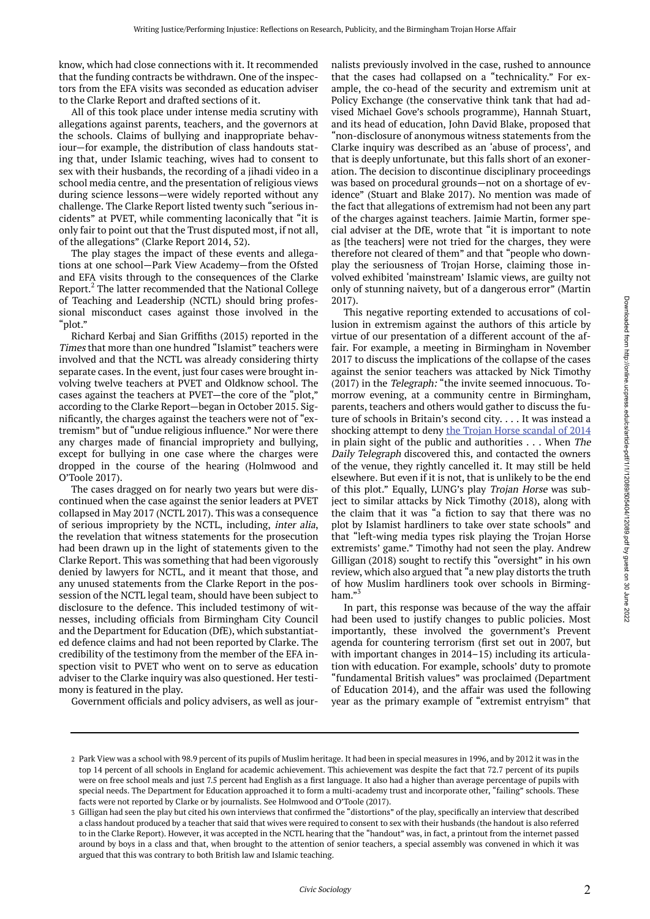know, which had close connections with it. It recommended that the funding contracts be withdrawn. One of the inspectors from the EFA visits was seconded as education adviser to the Clarke Report and drafted sections of it.

All of this took place under intense media scrutiny with allegations against parents, teachers, and the governors at the schools. Claims of bullying and inappropriate behaviour—for example, the distribution of class handouts stating that, under Islamic teaching, wives had to consent to sex with their husbands, the recording of a jihadi video in a school media centre, and the presentation of religious views during science lessons—were widely reported without any challenge. The Clarke Report listed twenty such "serious incidents" at PVET, while commenting laconically that "it is only fair to point out that the Trust disputed most, if not all, of the allegations" (Clarke Report 2014, 52).

The play stages the impact of these events and allegations at one school—Park View Academy—from the Ofsted and EFA visits through to the consequences of the Clarke Report.[2] The latter recommended that the National College of Teaching and Leadership (NCTL) should bring professional misconduct cases against those involved in the "plot."

Richard Kerbaj and Sian Griffiths (2015) reported in the *Times* that more than one hundred "Islamist" teachers were involved and that the NCTL was already considering thirty separate cases. In the event, just four cases were brought involving twelve teachers at PVET and Oldknow school. The cases against the teachers at PVET—the core of the "plot," according to the Clarke Report—began in October 2015. Significantly, the charges against the teachers were not of "extremism" but of "undue religious influence." Nor were there any charges made of financial impropriety and bullying, except for bullying in one case where the charges were dropped in the course of the hearing (Holmwood and O'Toole 2017).

The cases dragged on for nearly two years but were discontinued when the case against the senior leaders at PVET collapsed in May 2017 (NCTL 2017). This was a consequence of serious impropriety by the NCTL, including, *inter alia*, the revelation that witness statements for the prosecution had been drawn up in the light of statements given to the Clarke Report. This was something that had been vigorously denied by lawyers for NCTL, and it meant that those, and any unused statements from the Clarke Report in the possession of the NCTL legal team, should have been subject to disclosure to the defence. This included testimony of witnesses, including officials from Birmingham City Council and the Department for Education (DfE), which substantiated defence claims and had not been reported by Clarke. The credibility of the testimony from the member of the EFA inspection visit to PVET who went on to serve as education adviser to the Clarke inquiry was also questioned. Her testimony is featured in the play.

Government officials and policy advisers, as well as journalists previously involved in the case, rushed to announce that the cases had collapsed on a "technicality." For example, the co-head of the security and extremism unit at Policy Exchange (the conservative think tank that had advised Michael Gove's schools programme), Hannah Stuart, and its head of education, John David Blake, proposed that "non-disclosure of anonymous witness statements from the Clarke inquiry was described as an 'abuse of process', and that is deeply unfortunate, but this falls short of an exoneration. The decision to discontinue disciplinary proceedings was based on procedural grounds—not on a shortage of evidence" (Stuart and Blake 2017). No mention was made of the fact that allegations of extremism had not been any part of the charges against teachers. Jaimie Martin, former special adviser at the DfE, wrote that "it is important to note as [the teachers] were not tried for the charges, they were therefore not cleared of them" and that "people who downplay the seriousness of Trojan Horse, claiming those involved exhibited 'mainstream' Islamic views, are guilty not only of stunning naivety, but of a dangerous error" (Martin 2017).

This negative reporting extended to accusations of collusion in extremism against the authors of this article by virtue of our presentation of a different account of the affair. For example, a meeting in Birmingham in November 2017 to discuss the implications of the collapse of the cases against the senior teachers was attacked by Nick Timothy (2017) in the *Telegraph:* "the invite seemed innocuous. Tomorrow evening, at a community centre in Birmingham, parents, teachers and others would gather to discuss the future of schools in Britain's second city. . . . It was instead a shocking attempt to deny the Trojan Horse scandal of 2014 in plain sight of the public and authorities . . . When *The Daily Telegraph* discovered this, and contacted the owners of the venue, they rightly cancelled it. It may still be held elsewhere. But even if it is not, that is unlikely to be the end of this plot." Equally, LUNG's play *Trojan Horse* was subject to similar attacks by Nick Timothy (2018), along with the claim that it was "a fiction to say that there was no plot by Islamist hardliners to take over state schools" and that "left-wing media types risk playing the Trojan Horse extremists' game." Timothy had not seen the play. Andrew Gilligan (2018) sought to rectify this "oversight" in his own review, which also argued that "a new play distorts the truth of how Muslim hardliners took over schools in Birmingham."[3]

In part, this response was because of the way the affair had been used to justify changes to public policies. Most importantly, these involved the government's Prevent agenda for countering terrorism (first set out in 2007, but with important changes in 2014–15) including its articulation with education. For example, schools' duty to promote "fundamental British values" was proclaimed (Department of Education 2014), and the affair was used the following year as the primary example of "extremist entryism" that

---

2 Park View was a school with 98.9 percent of its pupils of Muslim heritage. It had been in special measures in 1996, and by 2012 it was in the top 14 percent of all schools in England for academic achievement. This achievement was despite the fact that 72.7 percent of its pupils were on free school meals and just 7.5 percent had English as a first language. It also had a higher than average percentage of pupils with special needs. The Department for Education approached it to form a multi-academy trust and incorporate other, "failing" schools. These facts were not reported by Clarke or by journalists. See Holmwood and O'Toole (2017).

3 Gilligan had seen the play but cited his own interviews that confirmed the "distortions" of the play, specifically an interview that described a class handout produced by a teacher that said that wives were required to consent to sex with their husbands (the handout is also referred to in the Clarke Report). However, it was accepted in the NCTL hearing that the "handout" was, in fact, a printout from the internet passed around by boys in a class and that, when brought to the attention of senior teachers, a special assembly was convened in which it was argued that this was contrary to both British law and Islamic teaching.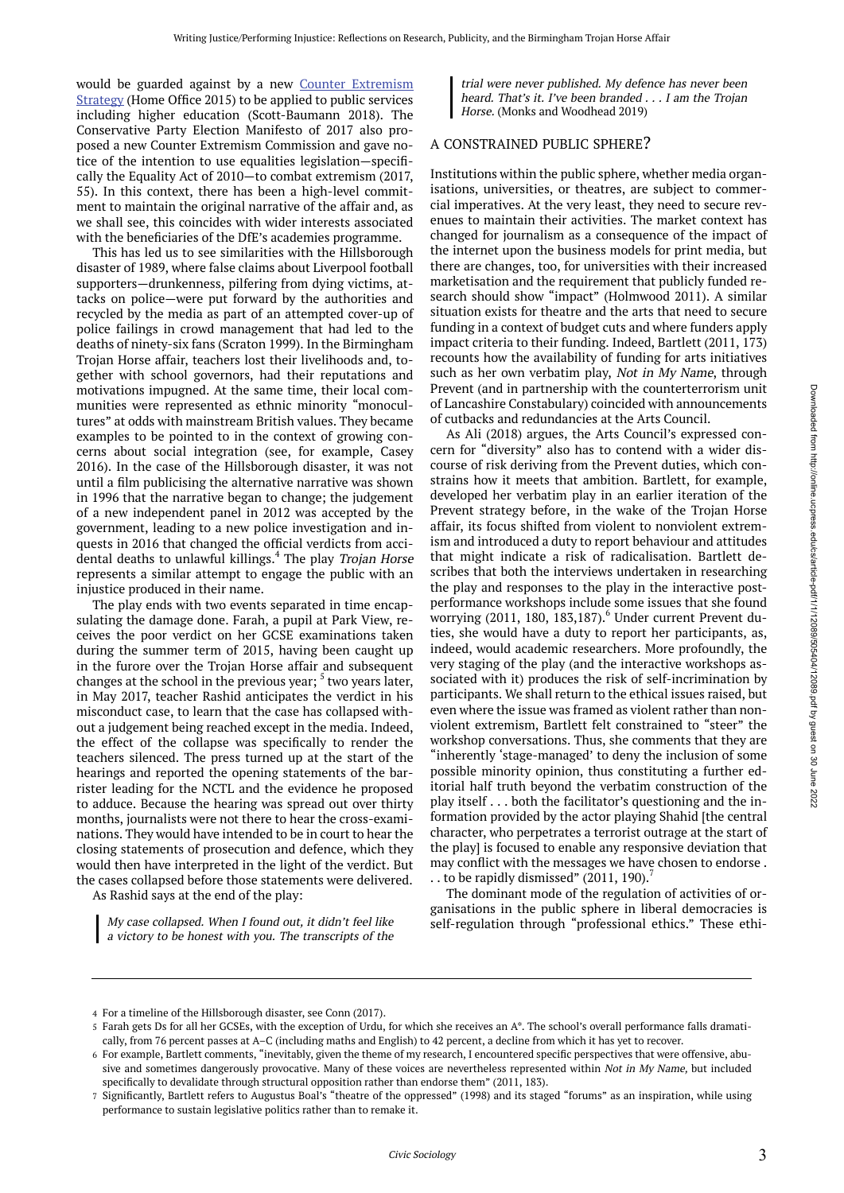would be guarded against by a new [Counter Extremism Strategy](#) (Home Office 2015) to be applied to public services including higher education (Scott-Baumann 2018). The Conservative Party Election Manifesto of 2017 also proposed a new Counter Extremism Commission and gave notice of the intention to use equalities legislation—specifically the Equality Act of 2010—to combat extremism (2017, 55). In this context, there has been a high-level commitment to maintain the original narrative of the affair and, as we shall see, this coincides with wider interests associated with the beneficiaries of the DfE's academies programme.

This has led us to see similarities with the Hillsborough disaster of 1989, where false claims about Liverpool football supporters—drunkenness, pilfering from dying victims, attacks on police—were put forward by the authorities and recycled by the media as part of an attempted cover-up of police failings in crowd management that had led to the deaths of ninety-six fans (Scraton 1999). In the Birmingham Trojan Horse affair, teachers lost their livelihoods and, together with school governors, had their reputations and motivations impugned. At the same time, their local communities were represented as ethnic minority "monocultures" at odds with mainstream British values. They became examples to be pointed to in the context of growing concerns about social integration (see, for example, Casey 2016). In the case of the Hillsborough disaster, it was not until a film publicising the alternative narrative was shown in 1996 that the narrative began to change; the judgement of a new independent panel in 2012 was accepted by the government, leading to a new police investigation and inquests in 2016 that changed the official verdicts from accidental deaths to unlawful killings.[4] The play *Trojan Horse* represents a similar attempt to engage the public with an injustice produced in their name.

The play ends with two events separated in time encapsulating the damage done. Farah, a pupil at Park View, receives the poor verdict on her GCSE examinations taken during the summer term of 2015, having been caught up in the furore over the Trojan Horse affair and subsequent changes at the school in the previous year;[5] two years later, in May 2017, teacher Rashid anticipates the verdict in his misconduct case, to learn that the case has collapsed without a judgement being reached except in the media. Indeed, the effect of the collapse was specifically to render the teachers silenced. The press turned up at the start of the hearings and reported the opening statements of the barrister leading for the NCTL and the evidence he proposed to adduce. Because the hearing was spread out over thirty months, journalists were not there to hear the cross-examinations. They would have intended to be in court to hear the closing statements of prosecution and defence, which they would then have interpreted in the light of the verdict. But the cases collapsed before those statements were delivered.

As Rashid says at the end of the play:

> *My case collapsed. When I found out, it didn't feel like a victory to be honest with you. The transcripts of the trial were never published. My defence has never been heard. That's it. I've been branded . . . I am the Trojan Horse.* (Monks and Woodhead 2019)

## A CONSTRAINED PUBLIC SPHERE?

Institutions within the public sphere, whether media organisations, universities, or theatres, are subject to commercial imperatives. At the very least, they need to secure revenues to maintain their activities. The market context has changed for journalism as a consequence of the impact of the internet upon the business models for print media, but there are changes, too, for universities with their increased marketisation and the requirement that publicly funded research should show "impact" (Holmwood 2011). A similar situation exists for theatre and the arts that need to secure funding in a context of budget cuts and where funders apply impact criteria to their funding. Indeed, Bartlett (2011, 173) recounts how the availability of funding for arts initiatives such as her own verbatim play, *Not in My Name*, through Prevent (and in partnership with the counterterrorism unit of Lancashire Constabulary) coincided with announcements of cutbacks and redundancies at the Arts Council.

As Ali (2018) argues, the Arts Council's expressed concern for "diversity" also has to contend with a wider discourse of risk deriving from the Prevent duties, which constrains how it meets that ambition. Bartlett, for example, developed her verbatim play in an earlier iteration of the Prevent strategy before, in the wake of the Trojan Horse affair, its focus shifted from violent to nonviolent extremism and introduced a duty to report behaviour and attitudes that might indicate a risk of radicalisation. Bartlett describes that both the interviews undertaken in researching the play and responses to the play in the interactive post-performance workshops include some issues that she found worrying (2011, 180, 183,187).[6] Under current Prevent duties, she would have a duty to report her participants, as, indeed, would academic researchers. More profoundly, the very staging of the play (and the interactive workshops associated with it) produces the risk of self-incrimination by participants. We shall return to the ethical issues raised, but even where the issue was framed as violent rather than nonviolent extremism, Bartlett felt constrained to "steer" the workshop conversations. Thus, she comments that they are "inherently 'stage-managed' to deny the inclusion of some possible minority opinion, thus constituting a further editorial half truth beyond the verbatim construction of the play itself . . . both the facilitator's questioning and the information provided by the actor playing Shahid [the central character, who perpetrates a terrorist outrage at the start of the play] is focused to enable any responsive deviation that may conflict with the messages we have chosen to endorse . . . to be rapidly dismissed" (2011, 190).[7]

The dominant mode of the regulation of activities of organisations in the public sphere in liberal democracies is self-regulation through "professional ethics." These ethi-

---

4 For a timeline of the Hillsborough disaster, see Conn (2017).

5 Farah gets Ds for all her GCSEs, with the exception of Urdu, for which she receives an A*. The school's overall performance falls dramatically, from 76 percent passes at A–C (including maths and English) to 42 percent, a decline from which it has yet to recover.

6 For example, Bartlett comments, "inevitably, given the theme of my research, I encountered specific perspectives that were offensive, abusive and sometimes dangerously provocative. Many of these voices are nevertheless represented within *Not in My Name*, but included specifically to devalidate through structural opposition rather than endorse them" (2011, 183).

7 Significantly, Bartlett refers to Augustus Boal's "theatre of the oppressed" (1998) and its staged "forums" as an inspiration, while using performance to sustain legislative politics rather than to remake it.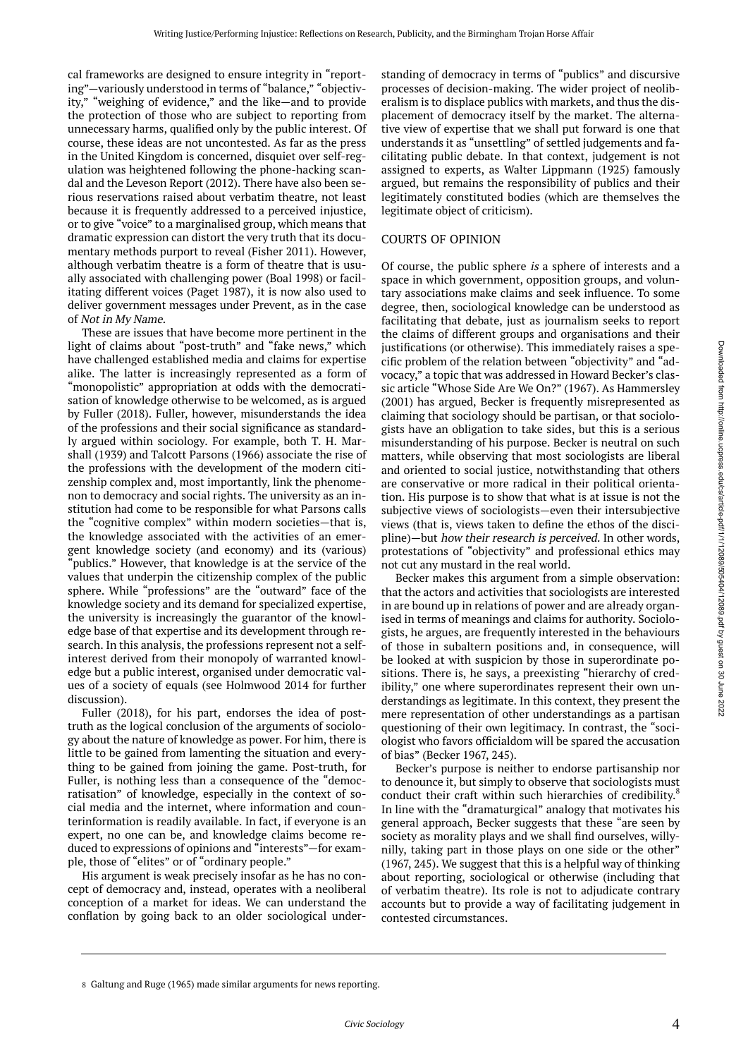cal frameworks are designed to ensure integrity in "reporting"—variously understood in terms of "balance," "objectivity," "weighing of evidence," and the like—and to provide the protection of those who are subject to reporting from unnecessary harms, qualified only by the public interest. Of course, these ideas are not uncontested. As far as the press in the United Kingdom is concerned, disquiet over self-regulation was heightened following the phone-hacking scandal and the Leveson Report (2012). There have also been serious reservations raised about verbatim theatre, not least because it is frequently addressed to a perceived injustice, or to give "voice" to a marginalised group, which means that dramatic expression can distort the very truth that its documentary methods purport to reveal (Fisher 2011). However, although verbatim theatre is a form of theatre that is usually associated with challenging power (Boal 1998) or facilitating different voices (Paget 1987), it is now also used to deliver government messages under Prevent, as in the case of *Not in My Name*.

These are issues that have become more pertinent in the light of claims about "post-truth" and "fake news," which have challenged established media and claims for expertise alike. The latter is increasingly represented as a form of "monopolistic" appropriation at odds with the democratisation of knowledge otherwise to be welcomed, as is argued by Fuller (2018). Fuller, however, misunderstands the idea of the professions and their social significance as standardly argued within sociology. For example, both T. H. Marshall (1939) and Talcott Parsons (1966) associate the rise of the professions with the development of the modern citizenship complex and, most importantly, link the phenomenon to democracy and social rights. The university as an institution had come to be responsible for what Parsons calls the "cognitive complex" within modern societies—that is, the knowledge associated with the activities of an emergent knowledge society (and economy) and its (various) "publics." However, that knowledge is at the service of the values that underpin the citizenship complex of the public sphere. While "professions" are the "outward" face of the knowledge society and its demand for specialized expertise, the university is increasingly the guarantor of the knowledge base of that expertise and its development through research. In this analysis, the professions represent not a self-interest derived from their monopoly of warranted knowledge but a public interest, organised under democratic values of a society of equals (see Holmwood 2014 for further discussion).

Fuller (2018), for his part, endorses the idea of post-truth as the logical conclusion of the arguments of sociology about the nature of knowledge as power. For him, there is little to be gained from lamenting the situation and everything to be gained from joining the game. Post-truth, for Fuller, is nothing less than a consequence of the "democratisation" of knowledge, especially in the context of social media and the internet, where information and counterinformation is readily available. In fact, if everyone is an expert, no one can be, and knowledge claims become reduced to expressions of opinions and "interests"—for example, those of "elites" or of "ordinary people."

His argument is weak precisely insofar as he has no concept of democracy and, instead, operates with a neoliberal conception of a market for ideas. We can understand the conflation by going back to an older sociological understanding of democracy in terms of "publics" and discursive processes of decision-making. The wider project of neoliberalism is to displace publics with markets, and thus the displacement of democracy itself by the market. The alternative view of expertise that we shall put forward is one that understands it as "unsettling" of settled judgements and facilitating public debate. In that context, judgement is not assigned to experts, as Walter Lippmann (1925) famously argued, but remains the responsibility of publics and their legitimately constituted bodies (which are themselves the legitimate object of criticism).

## COURTS OF OPINION

Of course, the public sphere *is* a sphere of interests and a space in which government, opposition groups, and voluntary associations make claims and seek influence. To some degree, then, sociological knowledge can be understood as facilitating that debate, just as journalism seeks to report the claims of different groups and organisations and their justifications (or otherwise). This immediately raises a specific problem of the relation between "objectivity" and "advocacy," a topic that was addressed in Howard Becker's classic article "Whose Side Are We On?" (1967). As Hammersley (2001) has argued, Becker is frequently misrepresented as claiming that sociology should be partisan, or that sociologists have an obligation to take sides, but this is a serious misunderstanding of his purpose. Becker is neutral on such matters, while observing that most sociologists are liberal and oriented to social justice, notwithstanding that others are conservative or more radical in their political orientation. His purpose is to show that what is at issue is not the subjective views of sociologists—even their intersubjective views (that is, views taken to define the ethos of the discipline)—but *how their research is perceived*. In other words, protestations of "objectivity" and professional ethics may not cut any mustard in the real world.

Becker makes this argument from a simple observation: that the actors and activities that sociologists are interested in are bound up in relations of power and are already organised in terms of meanings and claims for authority. Sociologists, he argues, are frequently interested in the behaviours of those in subaltern positions and, in consequence, will be looked at with suspicion by those in superordinate positions. There is, he says, a preexisting "hierarchy of credibility," one where superordinates represent their own understandings as legitimate. In this context, they present the mere representation of other understandings as a partisan questioning of their own legitimacy. In contrast, the "sociologist who favors officialdom will be spared the accusation of bias" (Becker 1967, 245).

Becker's purpose is neither to endorse partisanship nor to denounce it, but simply to observe that sociologists must conduct their craft within such hierarchies of credibility.[8] In line with the "dramaturgical" analogy that motivates his general approach, Becker suggests that these "are seen by society as morality plays and we shall find ourselves, willy-nilly, taking part in those plays on one side or the other" (1967, 245). We suggest that this is a helpful way of thinking about reporting, sociological or otherwise (including that of verbatim theatre). Its role is not to adjudicate contrary accounts but to provide a way of facilitating judgement in contested circumstances.

8 Galtung and Ruge (1965) made similar arguments for news reporting.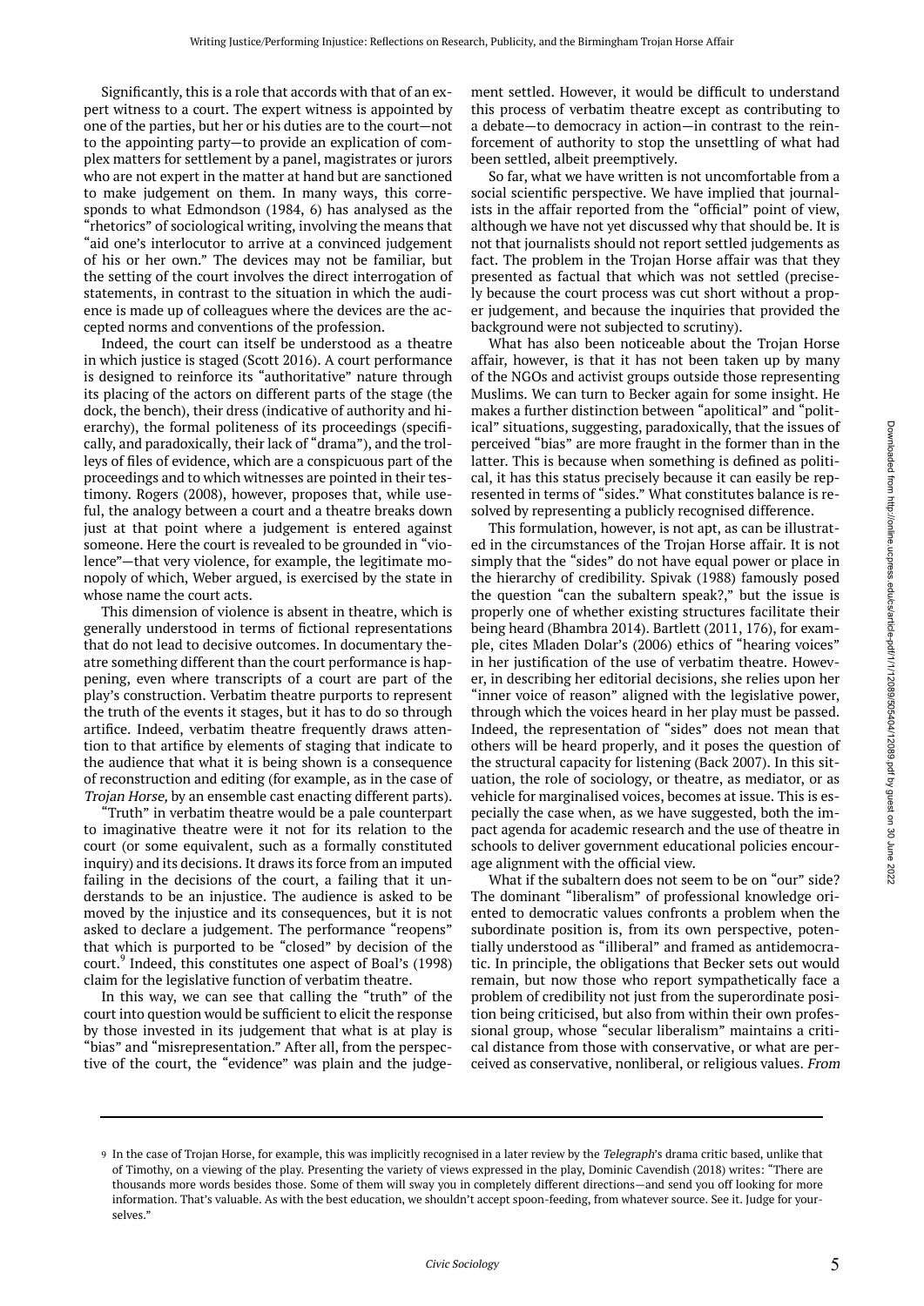Significantly, this is a role that accords with that of an expert witness to a court. The expert witness is appointed by one of the parties, but her or his duties are to the court—not to the appointing party—to provide an explication of complex matters for settlement by a panel, magistrates or jurors who are not expert in the matter at hand but are sanctioned to make judgement on them. In many ways, this corresponds to what Edmondson (1984, 6) has analysed as the "rhetorics" of sociological writing, involving the means that "aid one's interlocutor to arrive at a convinced judgement of his or her own." The devices may not be familiar, but the setting of the court involves the direct interrogation of statements, in contrast to the situation in which the audience is made up of colleagues where the devices are the accepted norms and conventions of the profession.

Indeed, the court can itself be understood as a theatre in which justice is staged (Scott 2016). A court performance is designed to reinforce its "authoritative" nature through its placing of the actors on different parts of the stage (the dock, the bench), their dress (indicative of authority and hierarchy), the formal politeness of its proceedings (specifically, and paradoxically, their lack of "drama"), and the trolleys of files of evidence, which are a conspicuous part of the proceedings and to which witnesses are pointed in their testimony. Rogers (2008), however, proposes that, while useful, the analogy between a court and a theatre breaks down just at that point where a judgement is entered against someone. Here the court is revealed to be grounded in "violence"—that very violence, for example, the legitimate monopoly of which, Weber argued, is exercised by the state in whose name the court acts.

This dimension of violence is absent in theatre, which is generally understood in terms of fictional representations that do not lead to decisive outcomes. In documentary theatre something different than the court performance is happening, even where transcripts of a court are part of the play's construction. Verbatim theatre purports to represent the truth of the events it stages, but it has to do so through artifice. Indeed, verbatim theatre frequently draws attention to that artifice by elements of staging that indicate to the audience that what it is being shown is a consequence of reconstruction and editing (for example, as in the case of *Trojan Horse,* by an ensemble cast enacting different parts).

"Truth" in verbatim theatre would be a pale counterpart to imaginative theatre were it not for its relation to the court (or some equivalent, such as a formally constituted inquiry) and its decisions. It draws its force from an imputed failing in the decisions of the court, a failing that it understands to be an injustice. The audience is asked to be moved by the injustice and its consequences, but it is not asked to declare a judgement. The performance "reopens" that which is purported to be "closed" by decision of the court.[9] Indeed, this constitutes one aspect of Boal's (1998) claim for the legislative function of verbatim theatre.

In this way, we can see that calling the "truth" of the court into question would be sufficient to elicit the response by those invested in its judgement that what is at play is "bias" and "misrepresentation." After all, from the perspective of the court, the "evidence" was plain and the judgement settled. However, it would be difficult to understand this process of verbatim theatre except as contributing to a debate—to democracy in action—in contrast to the reinforcement of authority to stop the unsettling of what had been settled, albeit preemptively.

So far, what we have written is not uncomfortable from a social scientific perspective. We have implied that journalists in the affair reported from the "official" point of view, although we have not yet discussed why that should be. It is not that journalists should not report settled judgements as fact. The problem in the Trojan Horse affair was that they presented as factual that which was not settled (precisely because the court process was cut short without a proper judgement, and because the inquiries that provided the background were not subjected to scrutiny).

What has also been noticeable about the Trojan Horse affair, however, is that it has not been taken up by many of the NGOs and activist groups outside those representing Muslims. We can turn to Becker again for some insight. He makes a further distinction between "apolitical" and "political" situations, suggesting, paradoxically, that the issues of perceived "bias" are more fraught in the former than in the latter. This is because when something is defined as political, it has this status precisely because it can easily be represented in terms of "sides." What constitutes balance is resolved by representing a publicly recognised difference.

This formulation, however, is not apt, as can be illustrated in the circumstances of the Trojan Horse affair. It is not simply that the "sides" do not have equal power or place in the hierarchy of credibility. Spivak (1988) famously posed the question "can the subaltern speak?," but the issue is properly one of whether existing structures facilitate their being heard (Bhambra 2014). Bartlett (2011, 176), for example, cites Mladen Dolar's (2006) ethics of "hearing voices" in her justification of the use of verbatim theatre. However, in describing her editorial decisions, she relies upon her "inner voice of reason" aligned with the legislative power, through which the voices heard in her play must be passed. Indeed, the representation of "sides" does not mean that others will be heard properly, and it poses the question of the structural capacity for listening (Back 2007). In this situation, the role of sociology, or theatre, as mediator, or as vehicle for marginalised voices, becomes at issue. This is especially the case when, as we have suggested, both the impact agenda for academic research and the use of theatre in schools to deliver government educational policies encourage alignment with the official view.

What if the subaltern does not seem to be on "our" side? The dominant "liberalism" of professional knowledge oriented to democratic values confronts a problem when the subordinate position is, from its own perspective, potentially understood as "illiberal" and framed as antidemocratic. In principle, the obligations that Becker sets out would remain, but now those who report sympathetically face a problem of credibility not just from the superordinate position being criticised, but also from within their own professional group, whose "secular liberalism" maintains a critical distance from those with conservative, or what are perceived as conservative, nonliberal, or religious values. *From*

---

9 In the case of Trojan Horse, for example, this was implicitly recognised in a later review by the *Telegraph*'s drama critic based, unlike that of Timothy, on a viewing of the play. Presenting the variety of views expressed in the play, Dominic Cavendish (2018) writes: "There are thousands more words besides those. Some of them will sway you in completely different directions—and send you off looking for more information. That's valuable. As with the best education, we shouldn't accept spoon-feeding, from whatever source. See it. Judge for yourselves."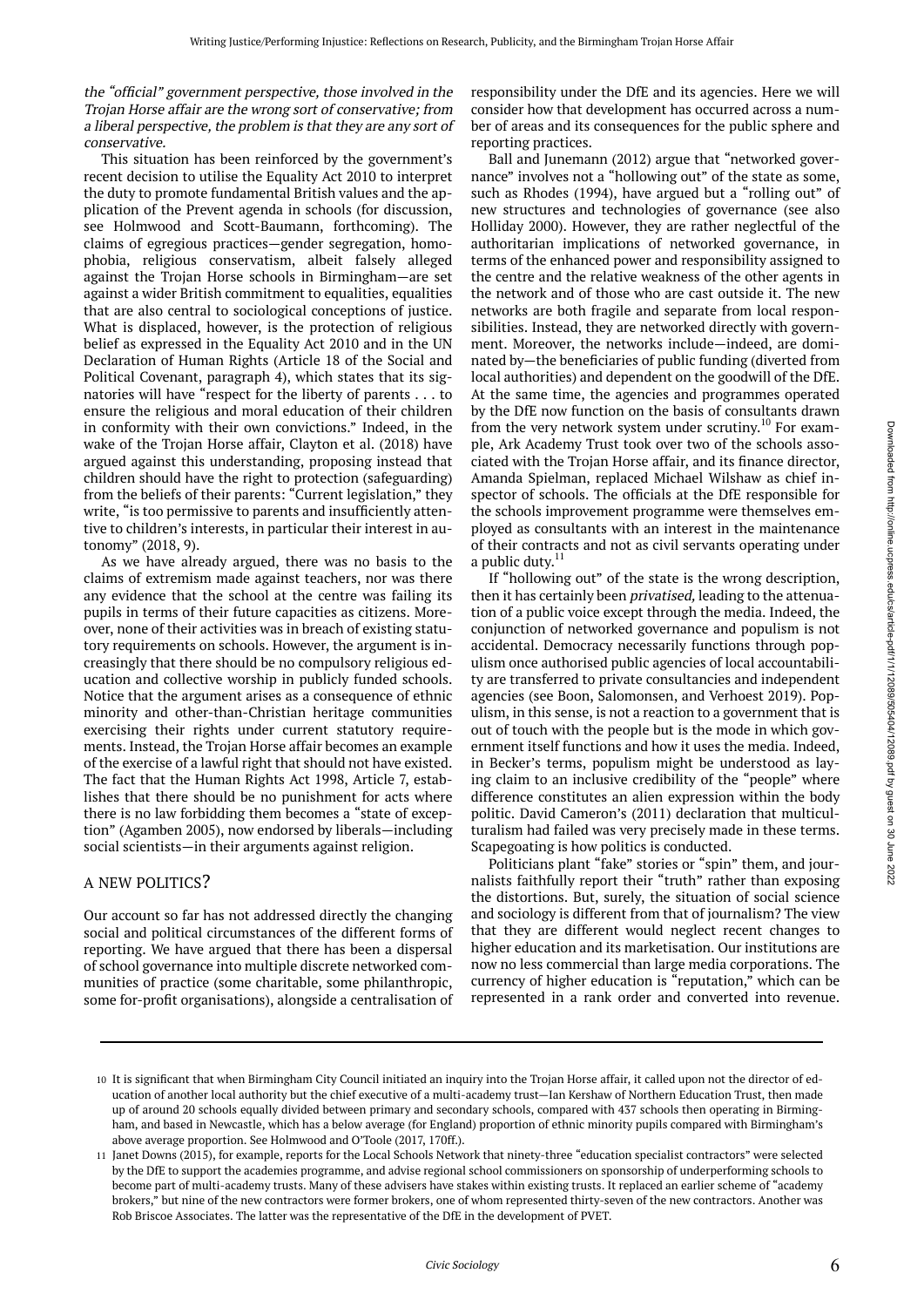*the "official" government perspective, those involved in the Trojan Horse affair are the wrong sort of conservative; from a liberal perspective, the problem is that they are any sort of conservative.*

This situation has been reinforced by the government's recent decision to utilise the Equality Act 2010 to interpret the duty to promote fundamental British values and the application of the Prevent agenda in schools (for discussion, see Holmwood and Scott-Baumann, forthcoming). The claims of egregious practices—gender segregation, homophobia, religious conservatism, albeit falsely alleged against the Trojan Horse schools in Birmingham—are set against a wider British commitment to equalities, equalities that are also central to sociological conceptions of justice. What is displaced, however, is the protection of religious belief as expressed in the Equality Act 2010 and in the UN Declaration of Human Rights (Article 18 of the Social and Political Covenant, paragraph 4), which states that its signatories will have "respect for the liberty of parents . . . to ensure the religious and moral education of their children in conformity with their own convictions." Indeed, in the wake of the Trojan Horse affair, Clayton et al. (2018) have argued against this understanding, proposing instead that children should have the right to protection (safeguarding) from the beliefs of their parents: "Current legislation," they write, "is too permissive to parents and insufficiently attentive to children's interests, in particular their interest in autonomy" (2018, 9).

As we have already argued, there was no basis to the claims of extremism made against teachers, nor was there any evidence that the school at the centre was failing its pupils in terms of their future capacities as citizens. Moreover, none of their activities was in breach of existing statutory requirements on schools. However, the argument is increasingly that there should be no compulsory religious education and collective worship in publicly funded schools. Notice that the argument arises as a consequence of ethnic minority and other-than-Christian heritage communities exercising their rights under current statutory requirements. Instead, the Trojan Horse affair becomes an example of the exercise of a lawful right that should not have existed. The fact that the Human Rights Act 1998, Article 7, establishes that there should be no punishment for acts where there is no law forbidding them becomes a "state of exception" (Agamben 2005), now endorsed by liberals—including social scientists—in their arguments against religion.

## A NEW POLITICS?

Our account so far has not addressed directly the changing social and political circumstances of the different forms of reporting. We have argued that there has been a dispersal of school governance into multiple discrete networked communities of practice (some charitable, some philanthropic, some for-profit organisations), alongside a centralisation of responsibility under the DfE and its agencies. Here we will consider how that development has occurred across a number of areas and its consequences for the public sphere and reporting practices.

Ball and Junemann (2012) argue that "networked governance" involves not a "hollowing out" of the state as some, such as Rhodes (1994), have argued but a "rolling out" of new structures and technologies of governance (see also Holliday 2000). However, they are rather neglectful of the authoritarian implications of networked governance, in terms of the enhanced power and responsibility assigned to the centre and the relative weakness of the other agents in the network and of those who are cast outside it. The new networks are both fragile and separate from local responsibilities. Instead, they are networked directly with government. Moreover, the networks include—indeed, are dominated by—the beneficiaries of public funding (diverted from local authorities) and dependent on the goodwill of the DfE. At the same time, the agencies and programmes operated by the DfE now function on the basis of consultants drawn from the very network system under scrutiny.[10] For example, Ark Academy Trust took over two of the schools associated with the Trojan Horse affair, and its finance director, Amanda Spielman, replaced Michael Wilshaw as chief inspector of schools. The officials at the DfE responsible for the schools improvement programme were themselves employed as consultants with an interest in the maintenance of their contracts and not as civil servants operating under a public duty.[11]

If "hollowing out" of the state is the wrong description, then it has certainly been *privatised,* leading to the attenuation of a public voice except through the media. Indeed, the conjunction of networked governance and populism is not accidental. Democracy necessarily functions through populism once authorised public agencies of local accountability are transferred to private consultancies and independent agencies (see Boon, Salomonsen, and Verhoest 2019). Populism, in this sense, is not a reaction to a government that is out of touch with the people but is the mode in which government itself functions and how it uses the media. Indeed, in Becker's terms, populism might be understood as laying claim to an inclusive credibility of the "people" where difference constitutes an alien expression within the body politic. David Cameron's (2011) declaration that multiculturalism had failed was very precisely made in these terms. Scapegoating is how politics is conducted.

Politicians plant "fake" stories or "spin" them, and journalists faithfully report their "truth" rather than exposing the distortions. But, surely, the situation of social science and sociology is different from that of journalism? The view that they are different would neglect recent changes to higher education and its marketisation. Our institutions are now no less commercial than large media corporations. The currency of higher education is "reputation," which can be represented in a rank order and converted into revenue.

---

10 It is significant that when Birmingham City Council initiated an inquiry into the Trojan Horse affair, it called upon not the director of education of another local authority but the chief executive of a multi-academy trust—Ian Kershaw of Northern Education Trust, then made up of around 20 schools equally divided between primary and secondary schools, compared with 437 schools then operating in Birmingham, and based in Newcastle, which has a below average (for England) proportion of ethnic minority pupils compared with Birmingham's above average proportion. See Holmwood and O'Toole (2017, 170ff.).

11 Janet Downs (2015), for example, reports for the Local Schools Network that ninety-three "education specialist contractors" were selected by the DfE to support the academies programme, and advise regional school commissioners on sponsorship of underperforming schools to become part of multi-academy trusts. Many of these advisers have stakes within existing trusts. It replaced an earlier scheme of "academy brokers," but nine of the new contractors were former brokers, one of whom represented thirty-seven of the new contractors. Another was Rob Briscoe Associates. The latter was the representative of the DfE in the development of PVET.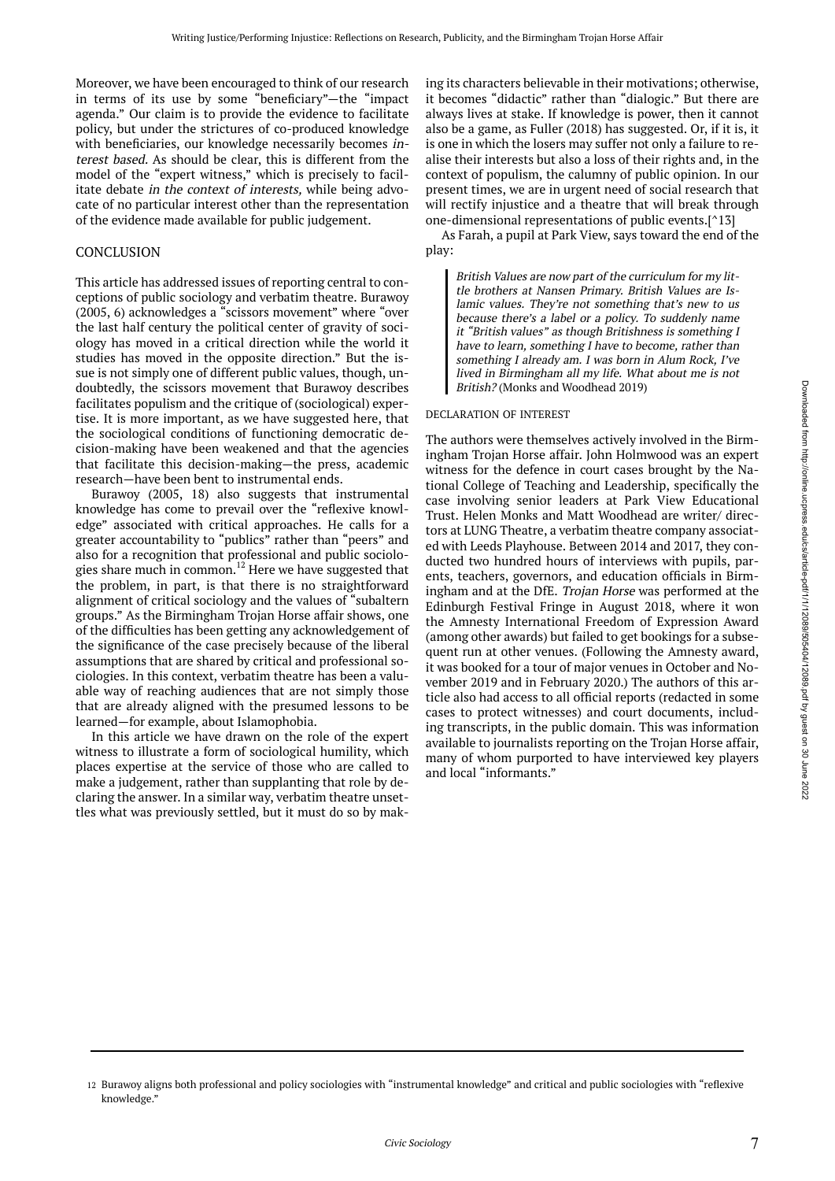Moreover, we have been encouraged to think of our research in terms of its use by some "beneficiary"—the "impact agenda." Our claim is to provide the evidence to facilitate policy, but under the strictures of co-produced knowledge with beneficiaries, our knowledge necessarily becomes *interest based.* As should be clear, this is different from the model of the "expert witness," which is precisely to facilitate debate *in the context of interests,* while being advocate of no particular interest other than the representation of the evidence made available for public judgement.

## CONCLUSION

This article has addressed issues of reporting central to conceptions of public sociology and verbatim theatre. Burawoy (2005, 6) acknowledges a "scissors movement" where "over the last half century the political center of gravity of sociology has moved in a critical direction while the world it studies has moved in the opposite direction." But the issue is not simply one of different public values, though, undoubtedly, the scissors movement that Burawoy describes facilitates populism and the critique of (sociological) expertise. It is more important, as we have suggested here, that the sociological conditions of functioning democratic decision-making have been weakened and that the agencies that facilitate this decision-making—the press, academic research—have been bent to instrumental ends.

Burawoy (2005, 18) also suggests that instrumental knowledge has come to prevail over the "reflexive knowledge" associated with critical approaches. He calls for a greater accountability to "publics" rather than "peers" and also for a recognition that professional and public sociologies share much in common.[12] Here we have suggested that the problem, in part, is that there is no straightforward alignment of critical sociology and the values of "subaltern groups." As the Birmingham Trojan Horse affair shows, one of the difficulties has been getting any acknowledgement of the significance of the case precisely because of the liberal assumptions that are shared by critical and professional sociologies. In this context, verbatim theatre has been a valuable way of reaching audiences that are not simply those that are already aligned with the presumed lessons to be learned—for example, about Islamophobia.

In this article we have drawn on the role of the expert witness to illustrate a form of sociological humility, which places expertise at the service of those who are called to make a judgement, rather than supplanting that role by declaring the answer. In a similar way, verbatim theatre unsettles what was previously settled, but it must do so by making its characters believable in their motivations; otherwise, it becomes "didactic" rather than "dialogic." But there are always lives at stake. If knowledge is power, then it cannot also be a game, as Fuller (2018) has suggested. Or, if it is, it is one in which the losers may suffer not only a failure to realise their interests but also a loss of their rights and, in the context of populism, the calumny of public opinion. In our present times, we are in urgent need of social research that will rectify injustice and a theatre that will break through one-dimensional representations of public events.[^13]

As Farah, a pupil at Park View, says toward the end of the play:

> *British Values are now part of the curriculum for my little brothers at Nansen Primary. British Values are Islamic values. They're not something that's new to us because there's a label or a policy. To suddenly name it "British values" as though Britishness is something I have to learn, something I have to become, rather than something I already am. I was born in Alum Rock, I've lived in Birmingham all my life. What about me is not British?* (Monks and Woodhead 2019)

### DECLARATION OF INTEREST

The authors were themselves actively involved in the Birmingham Trojan Horse affair. John Holmwood was an expert witness for the defence in court cases brought by the National College of Teaching and Leadership, specifically the case involving senior leaders at Park View Educational Trust. Helen Monks and Matt Woodhead are writer/ directors at LUNG Theatre, a verbatim theatre company associated with Leeds Playhouse. Between 2014 and 2017, they conducted two hundred hours of interviews with pupils, parents, teachers, governors, and education officials in Birmingham and at the DfE. *Trojan Horse* was performed at the Edinburgh Festival Fringe in August 2018, where it won the Amnesty International Freedom of Expression Award (among other awards) but failed to get bookings for a subsequent run at other venues. (Following the Amnesty award, it was booked for a tour of major venues in October and November 2019 and in February 2020.) The authors of this article also had access to all official reports (redacted in some cases to protect witnesses) and court documents, including transcripts, in the public domain. This was information available to journalists reporting on the Trojan Horse affair, many of whom purported to have interviewed key players and local "informants."

---

12 Burawoy aligns both professional and policy sociologies with "instrumental knowledge" and critical and public sociologies with "reflexive knowledge."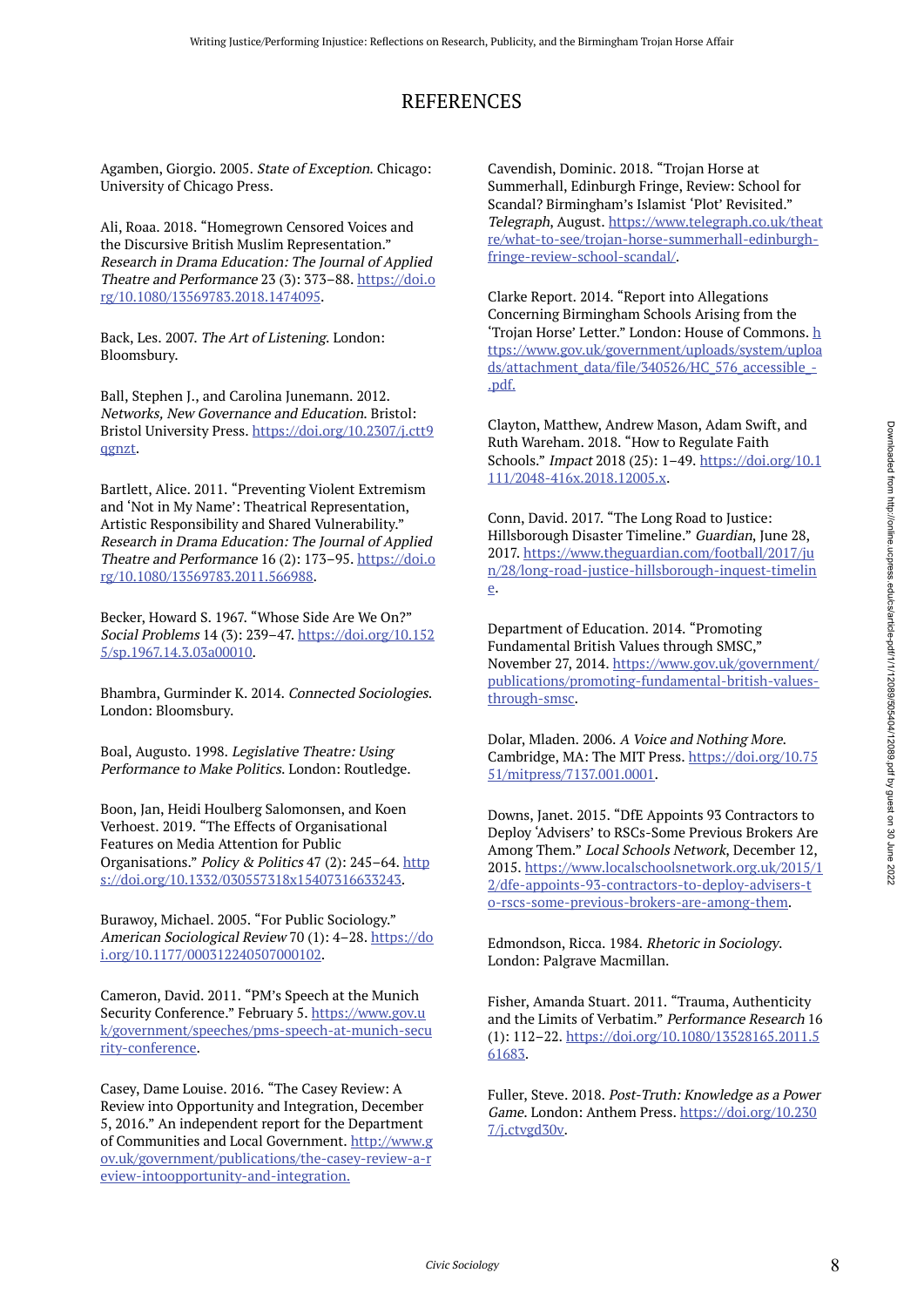# REFERENCES

Agamben, Giorgio. 2005. *State of Exception*. Chicago: University of Chicago Press.

Ali, Roaa. 2018. "Homegrown Censored Voices and the Discursive British Muslim Representation." *Research in Drama Education: The Journal of Applied Theatre and Performance* 23 (3): 373–88. https://doi.org/10.1080/13569783.2018.1474095.

Back, Les. 2007. *The Art of Listening*. London: Bloomsbury.

Ball, Stephen J., and Carolina Junemann. 2012. *Networks, New Governance and Education*. Bristol: Bristol University Press. https://doi.org/10.2307/j.ctt9qgnzt.

Bartlett, Alice. 2011. "Preventing Violent Extremism and 'Not in My Name': Theatrical Representation, Artistic Responsibility and Shared Vulnerability." *Research in Drama Education: The Journal of Applied Theatre and Performance* 16 (2): 173–95. https://doi.org/10.1080/13569783.2011.566988.

Becker, Howard S. 1967. "Whose Side Are We On?" *Social Problems* 14 (3): 239–47. https://doi.org/10.1525/sp.1967.14.3.03a00010.

Bhambra, Gurminder K. 2014. *Connected Sociologies*. London: Bloomsbury.

Boal, Augusto. 1998. *Legislative Theatre: Using Performance to Make Politics*. London: Routledge.

Boon, Jan, Heidi Houlberg Salomonsen, and Koen Verhoest. 2019. "The Effects of Organisational Features on Media Attention for Public Organisations." *Policy & Politics* 47 (2): 245–64. https://doi.org/10.1332/030557318x15407316633243.

Burawoy, Michael. 2005. "For Public Sociology." *American Sociological Review* 70 (1): 4–28. https://doi.org/10.1177/000312240507000102.

Cameron, David. 2011. "PM's Speech at the Munich Security Conference." February 5. https://www.gov.uk/government/speeches/pms-speech-at-munich-security-conference.

Casey, Dame Louise. 2016. "The Casey Review: A Review into Opportunity and Integration, December 5, 2016." An independent report for the Department of Communities and Local Government. http://www.gov.uk/government/publications/the-casey-review-a-review-intoopportunity-and-integration.

Cavendish, Dominic. 2018. "Trojan Horse at Summerhall, Edinburgh Fringe, Review: School for Scandal? Birmingham's Islamist 'Plot' Revisited." *Telegraph*, August. https://www.telegraph.co.uk/theatre/what-to-see/trojan-horse-summerhall-edinburgh-fringe-review-school-scandal/.

Clarke Report. 2014. "Report into Allegations Concerning Birmingham Schools Arising from the 'Trojan Horse' Letter." London: House of Commons. https://www.gov.uk/government/uploads/system/uploads/attachment_data/file/340526/HC_576_accessible_-.pdf.

Clayton, Matthew, Andrew Mason, Adam Swift, and Ruth Wareham. 2018. "How to Regulate Faith Schools." *Impact* 2018 (25): 1–49. https://doi.org/10.1111/2048-416x.2018.12005.x.

Conn, David. 2017. "The Long Road to Justice: Hillsborough Disaster Timeline." *Guardian*, June 28, 2017. https://www.theguardian.com/football/2017/jun/28/long-road-justice-hillsborough-inquest-timeline.

Department of Education. 2014. "Promoting Fundamental British Values through SMSC," November 27, 2014. https://www.gov.uk/government/publications/promoting-fundamental-british-values-through-smsc.

Dolar, Mladen. 2006. *A Voice and Nothing More*. Cambridge, MA: The MIT Press. https://doi.org/10.7551/mitpress/7137.001.0001.

Downs, Janet. 2015. "DfE Appoints 93 Contractors to Deploy 'Advisers' to RSCs-Some Previous Brokers Are Among Them." *Local Schools Network*, December 12, 2015. https://www.localschoolsnetwork.org.uk/2015/12/dfe-appoints-93-contractors-to-deploy-advisers-to-rscs-some-previous-brokers-are-among-them.

Edmondson, Ricca. 1984. *Rhetoric in Sociology*. London: Palgrave Macmillan.

Fisher, Amanda Stuart. 2011. "Trauma, Authenticity and the Limits of Verbatim." *Performance Research* 16 (1): 112–22. https://doi.org/10.1080/13528165.2011.561683.

Fuller, Steve. 2018. *Post-Truth: Knowledge as a Power Game*. London: Anthem Press. https://doi.org/10.2307/j.ctvgd30v.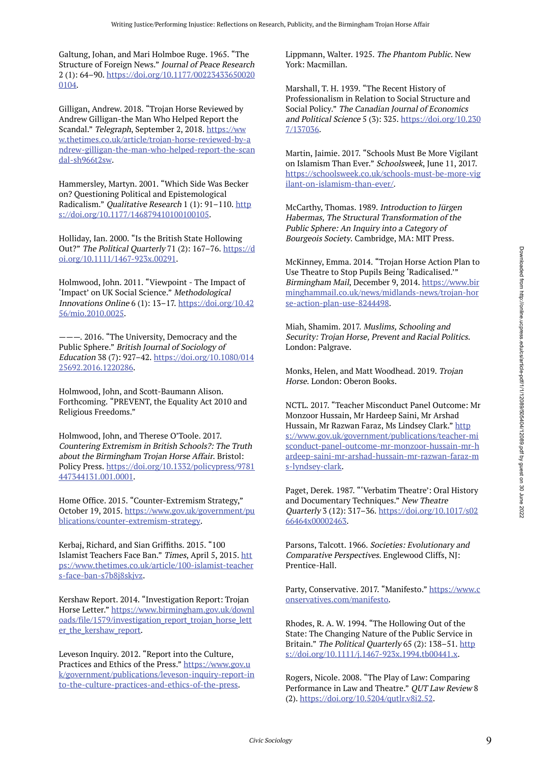Galtung, Johan, and Mari Holmboe Ruge. 1965. “The Structure of Foreign News.” *Journal of Peace Research* 2 (1): 64–90. https://doi.org/10.1177/002234336500200104.

Gilligan, Andrew. 2018. “Trojan Horse Reviewed by Andrew Gilligan-the Man Who Helped Report the Scandal.” *Telegraph*, September 2, 2018. https://www.thetimes.co.uk/article/trojan-horse-reviewed-by-andrew-gilligan-the-man-who-helped-report-the-scandal-sh966t2sw.

Hammersley, Martyn. 2001. “Which Side Was Becker on? Questioning Political and Epistemological Radicalism.” *Qualitative Research* 1 (1): 91–110. https://doi.org/10.1177/146879410100100105.

Holliday, Ian. 2000. “Is the British State Hollowing Out?” *The Political Quarterly* 71 (2): 167–76. https://doi.org/10.1111/1467-923x.00291.

Holmwood, John. 2011. “Viewpoint - The Impact of ‘Impact’ on UK Social Science.” *Methodological Innovations Online* 6 (1): 13–17. https://doi.org/10.4256/mio.2010.0025.

———. 2016. “The University, Democracy and the Public Sphere.” *British Journal of Sociology of Education* 38 (7): 927–42. https://doi.org/10.1080/01425692.2016.1220286.

Holmwood, John, and Scott-Baumann Alison. Forthcoming. “PREVENT, the Equality Act 2010 and Religious Freedoms.”

Holmwood, John, and Therese O’Toole. 2017. *Countering Extremism in British Schools?: The Truth about the Birmingham Trojan Horse Affair*. Bristol: Policy Press. https://doi.org/10.1332/policypress/9781447344131.001.0001.

Home Office. 2015. “Counter-Extremism Strategy,” October 19, 2015. https://www.gov.uk/government/publications/counter-extremism-strategy.

Kerbaj, Richard, and Sian Griffiths. 2015. “100 Islamist Teachers Face Ban.” *Times*, April 5, 2015. https://www.thetimes.co.uk/article/100-islamist-teachers-face-ban-s7b8j8skjvz.

Kershaw Report. 2014. “Investigation Report: Trojan Horse Letter.” https://www.birmingham.gov.uk/downloads/file/1579/investigation_report_trojan_horse_letter_the_kershaw_report.

Leveson Inquiry. 2012. “Report into the Culture, Practices and Ethics of the Press.” https://www.gov.uk/government/publications/leveson-inquiry-report-into-the-culture-practices-and-ethics-of-the-press.

Lippmann, Walter. 1925. *The Phantom Public*. New York: Macmillan.

Marshall, T. H. 1939. “The Recent History of Professionalism in Relation to Social Structure and Social Policy.” *The Canadian Journal of Economics and Political Science* 5 (3): 325. https://doi.org/10.2307/137036.

Martin, Jaimie. 2017. “Schools Must Be More Vigilant on Islamism Than Ever.” *Schoolsweek*, June 11, 2017. https://schoolsweek.co.uk/schools-must-be-more-vigilant-on-islamism-than-ever/.

McCarthy, Thomas. 1989. *Introduction to Jürgen Habermas, The Structural Transformation of the Public Sphere: An Inquiry into a Category of Bourgeois Society*. Cambridge, MA: MIT Press.

McKinney, Emma. 2014. “Trojan Horse Action Plan to Use Theatre to Stop Pupils Being ‘Radicalised.’” *Birmingham Mail*, December 9, 2014. https://www.birminghammail.co.uk/news/midlands-news/trojan-horse-action-plan-use-8244498.

Miah, Shamim. 2017. *Muslims, Schooling and Security: Trojan Horse, Prevent and Racial Politics*. London: Palgrave.

Monks, Helen, and Matt Woodhead. 2019. *Trojan Horse*. London: Oberon Books.

NCTL. 2017. “Teacher Misconduct Panel Outcome: Mr Monzoor Hussain, Mr Hardeep Saini, Mr Arshad Hussain, Mr Razwan Faraz, Ms Lindsey Clark.” https://www.gov.uk/government/publications/teacher-misconduct-panel-outcome-mr-monzoor-hussain-mr-hardeep-saini-mr-arshad-hussain-mr-razwan-faraz-ms-lyndsey-clark.

Paget, Derek. 1987. “‘Verbatim Theatre’: Oral History and Documentary Techniques.” *New Theatre Quarterly* 3 (12): 317–36. https://doi.org/10.1017/s0266464x00002463.

Parsons, Talcott. 1966. *Societies: Evolutionary and Comparative Perspectives*. Englewood Cliffs, NJ: Prentice-Hall.

Party, Conservative. 2017. “Manifesto.” https://www.conservatives.com/manifesto.

Rhodes, R. A. W. 1994. “The Hollowing Out of the State: The Changing Nature of the Public Service in Britain.” *The Political Quarterly* 65 (2): 138–51. https://doi.org/10.1111/j.1467-923x.1994.tb00441.x.

Rogers, Nicole. 2008. “The Play of Law: Comparing Performance in Law and Theatre.” *QUT Law Review* 8 (2). https://doi.org/10.5204/qutlr.v8i2.52.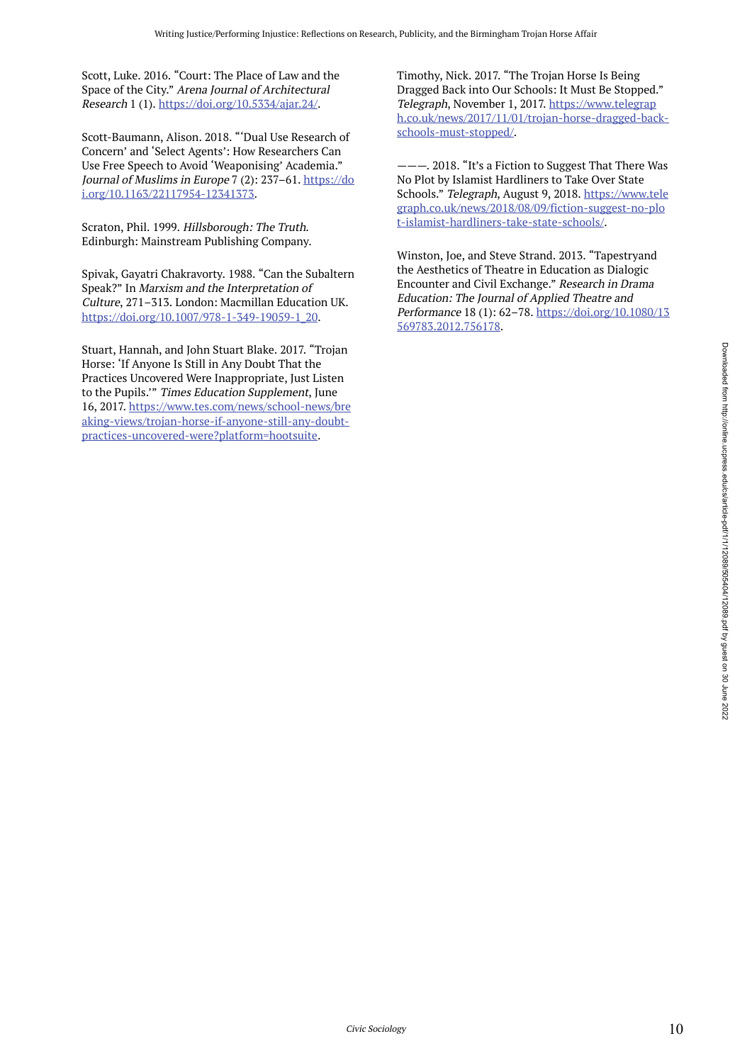Scott, Luke. 2016. "Court: The Place of Law and the Space of the City." *Arena Journal of Architectural Research* 1 (1). https://doi.org/10.5334/ajar.24/.

Scott-Baumann, Alison. 2018. "'Dual Use Research of Concern' and 'Select Agents': How Researchers Can Use Free Speech to Avoid 'Weaponising' Academia." *Journal of Muslims in Europe* 7 (2): 237–61. https://doi.org/10.1163/22117954-12341373.

Scraton, Phil. 1999. *Hillsborough: The Truth.* Edinburgh: Mainstream Publishing Company.

Spivak, Gayatri Chakravorty. 1988. "Can the Subaltern Speak?" In *Marxism and the Interpretation of Culture*, 271–313. London: Macmillan Education UK. https://doi.org/10.1007/978-1-349-19059-1_20.

Stuart, Hannah, and John Stuart Blake. 2017. "Trojan Horse: 'If Anyone Is Still in Any Doubt That the Practices Uncovered Were Inappropriate, Just Listen to the Pupils.'" *Times Education Supplement*, June 16, 2017. https://www.tes.com/news/school-news/breaking-views/trojan-horse-if-anyone-still-any-doubt-practices-uncovered-were?platform=hootsuite.

Timothy, Nick. 2017. "The Trojan Horse Is Being Dragged Back into Our Schools: It Must Be Stopped." *Telegraph*, November 1, 2017. https://www.telegraph.co.uk/news/2017/11/01/trojan-horse-dragged-back-schools-must-stopped/.

———. 2018. "It's a Fiction to Suggest That There Was No Plot by Islamist Hardliners to Take Over State Schools." *Telegraph*, August 9, 2018. https://www.telegraph.co.uk/news/2018/08/09/fiction-suggest-no-plot-islamist-hardliners-take-state-schools/.

Winston, Joe, and Steve Strand. 2013. "Tapestryand the Aesthetics of Theatre in Education as Dialogic Encounter and Civil Exchange." *Research in Drama Education: The Journal of Applied Theatre and Performance* 18 (1): 62–78. https://doi.org/10.1080/13569783.2012.756178.